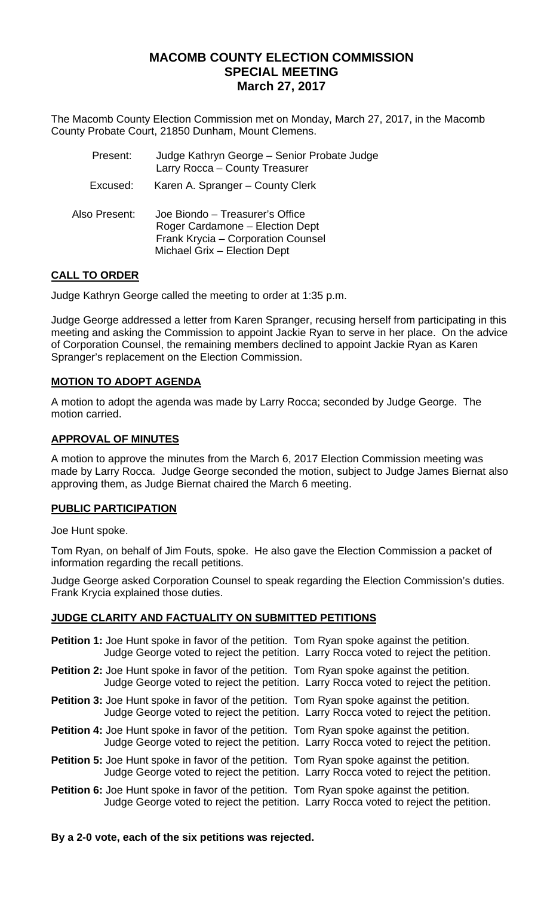# MACOMB COUNTY ELECTION COMMISSION
## SPECIAL MEETING
## March 27, 2017

The Macomb County Election Commission met on Monday, March 27, 2017, in the Macomb County Probate Court, 21850 Dunham, Mount Clemens.

| | |
|---|---|
| Present: | Judge Kathryn George – Senior Probate Judge<br>Larry Rocca – County Treasurer |
| Excused: | Karen A. Spranger – County Clerk |
| Also Present: | Joe Biondo – Treasurer's Office<br>Roger Cardamone – Election Dept<br>Frank Krycia – Corporation Counsel<br>Michael Grix – Election Dept |

### CALL TO ORDER

Judge Kathryn George called the meeting to order at 1:35 p.m.

Judge George addressed a letter from Karen Spranger, recusing herself from participating in this meeting and asking the Commission to appoint Jackie Ryan to serve in her place. On the advice of Corporation Counsel, the remaining members declined to appoint Jackie Ryan as Karen Spranger's replacement on the Election Commission.

### MOTION TO ADOPT AGENDA

A motion to adopt the agenda was made by Larry Rocca; seconded by Judge George. The motion carried.

### APPROVAL OF MINUTES

A motion to approve the minutes from the March 6, 2017 Election Commission meeting was made by Larry Rocca. Judge George seconded the motion, subject to Judge James Biernat also approving them, as Judge Biernat chaired the March 6 meeting.

### PUBLIC PARTICIPATION

Joe Hunt spoke.

Tom Ryan, on behalf of Jim Fouts, spoke. He also gave the Election Commission a packet of information regarding the recall petitions.

Judge George asked Corporation Counsel to speak regarding the Election Commission's duties. Frank Krycia explained those duties.

### JUDGE CLARITY AND FACTUALITY ON SUBMITTED PETITIONS

**Petition 1:** Joe Hunt spoke in favor of the petition. Tom Ryan spoke against the petition. Judge George voted to reject the petition. Larry Rocca voted to reject the petition.

**Petition 2:** Joe Hunt spoke in favor of the petition. Tom Ryan spoke against the petition. Judge George voted to reject the petition. Larry Rocca voted to reject the petition.

**Petition 3:** Joe Hunt spoke in favor of the petition. Tom Ryan spoke against the petition. Judge George voted to reject the petition. Larry Rocca voted to reject the petition.

**Petition 4:** Joe Hunt spoke in favor of the petition. Tom Ryan spoke against the petition. Judge George voted to reject the petition. Larry Rocca voted to reject the petition.

**Petition 5:** Joe Hunt spoke in favor of the petition. Tom Ryan spoke against the petition. Judge George voted to reject the petition. Larry Rocca voted to reject the petition.

**Petition 6:** Joe Hunt spoke in favor of the petition. Tom Ryan spoke against the petition. Judge George voted to reject the petition. Larry Rocca voted to reject the petition.

**By a 2-0 vote, each of the six petitions was rejected.**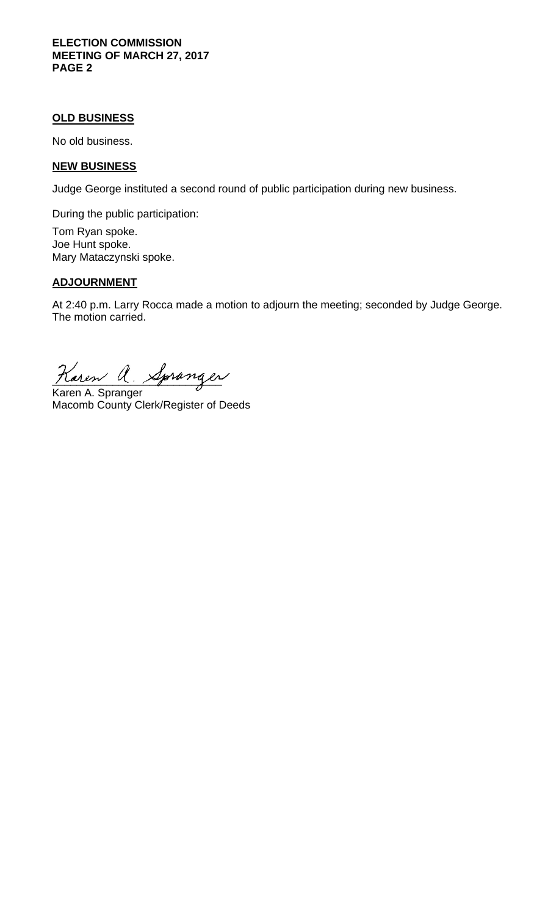## **OLD BUSINESS**

No old business.

## **NEW BUSINESS**

Judge George instituted a second round of public participation during new business.

During the public participation:

Tom Ryan spoke.
Joe Hunt spoke.
Mary Mataczynski spoke.

## **ADJOURNMENT**

At 2:40 p.m. Larry Rocca made a motion to adjourn the meeting; seconded by Judge George. The motion carried.

Karen A. Spranger

Karen A. Spranger
Macomb County Clerk/Register of Deeds